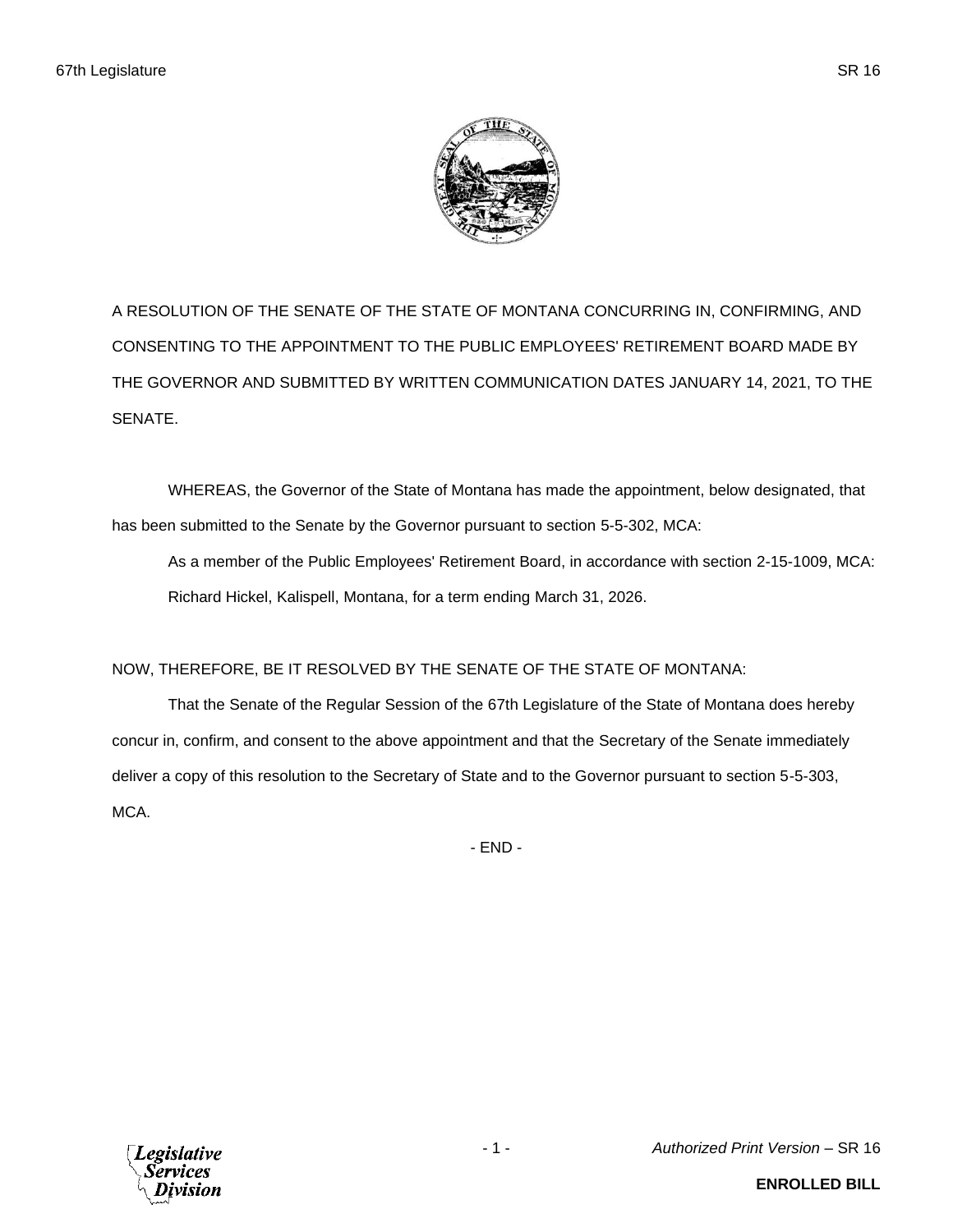A RESOLUTION OF THE SENATE OF THE STATE OF MONTANA CONCURRING IN, CONFIRMING, AND CONSENTING TO THE APPOINTMENT TO THE PUBLIC EMPLOYEES' RETIREMENT BOARD MADE BY THE GOVERNOR AND SUBMITTED BY WRITTEN COMMUNICATION DATES JANUARY 14, 2021, TO THE SENATE.

WHEREAS, the Governor of the State of Montana has made the appointment, below designated, that has been submitted to the Senate by the Governor pursuant to section 5-5-302, MCA:

As a member of the Public Employees' Retirement Board, in accordance with section 2-15-1009, MCA:

Richard Hickel, Kalispell, Montana, for a term ending March 31, 2026.

NOW, THEREFORE, BE IT RESOLVED BY THE SENATE OF THE STATE OF MONTANA:

That the Senate of the Regular Session of the 67th Legislature of the State of Montana does hereby concur in, confirm, and consent to the above appointment and that the Secretary of the Senate immediately deliver a copy of this resolution to the Secretary of State and to the Governor pursuant to section 5-5-303, MCA.

- END -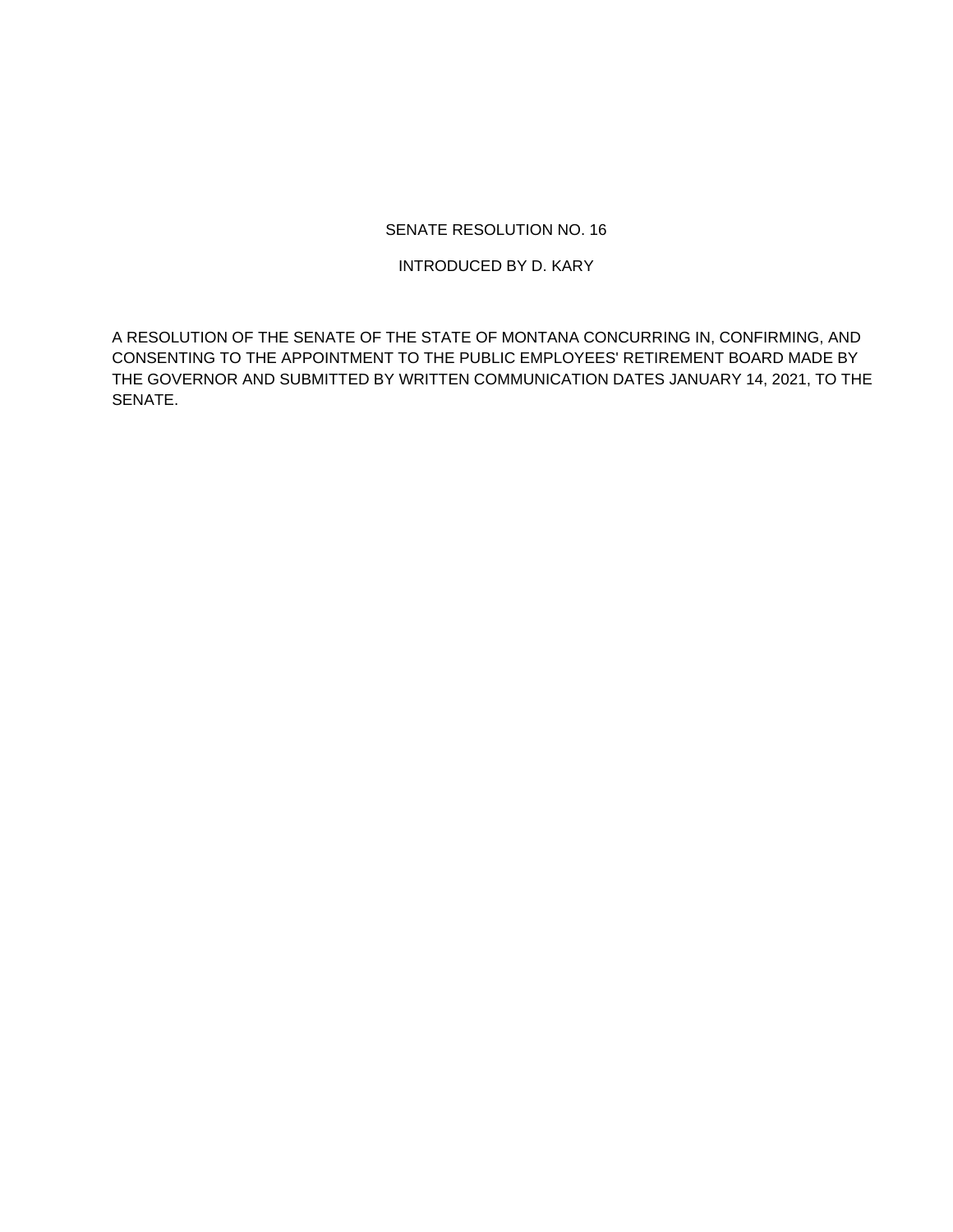SENATE RESOLUTION NO. 16

INTRODUCED BY D. KARY

A RESOLUTION OF THE SENATE OF THE STATE OF MONTANA CONCURRING IN, CONFIRMING, AND CONSENTING TO THE APPOINTMENT TO THE PUBLIC EMPLOYEES' RETIREMENT BOARD MADE BY THE GOVERNOR AND SUBMITTED BY WRITTEN COMMUNICATION DATES JANUARY 14, 2021, TO THE SENATE.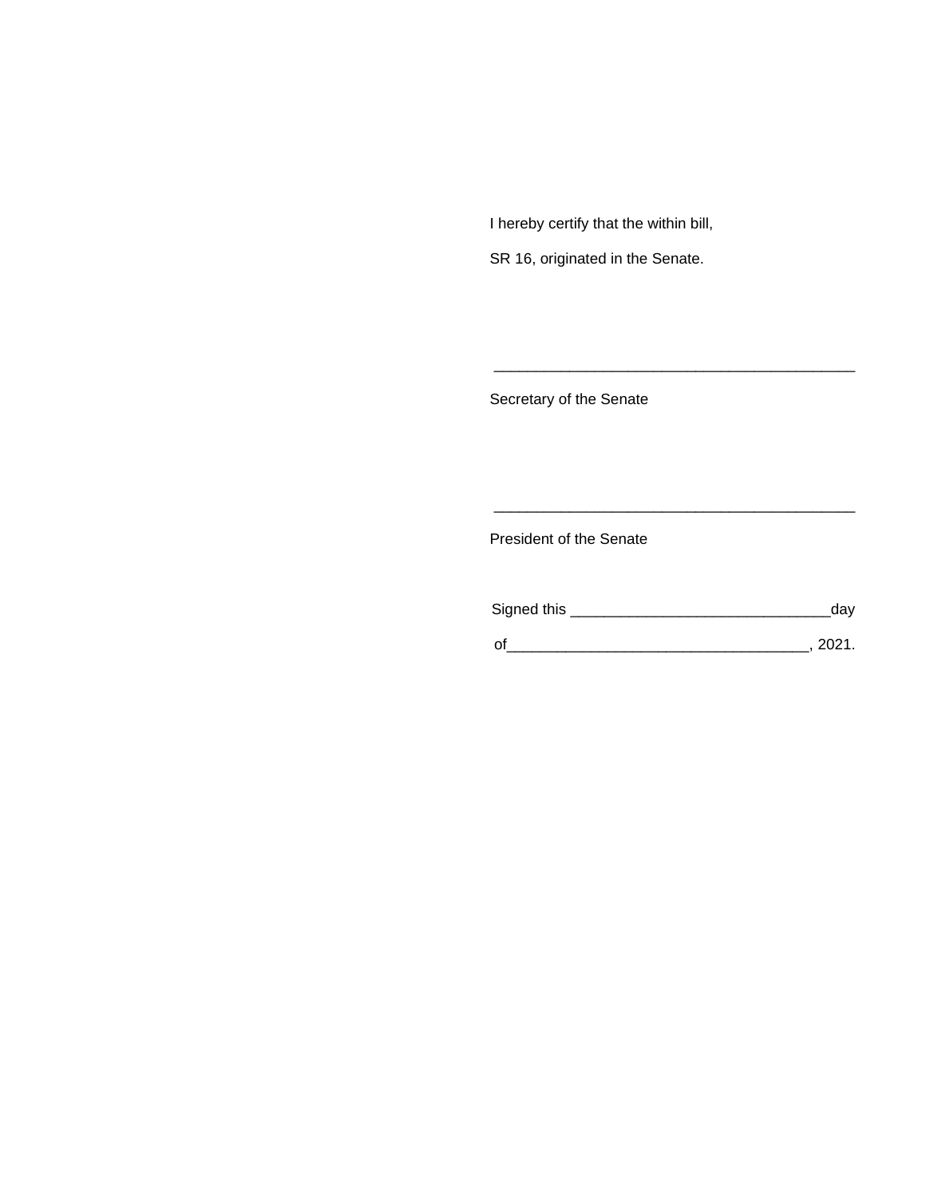I hereby certify that the within bill,

SR 16, originated in the Senate.

\_\_\_\_\_\_\_\_\_\_\_\_\_\_\_\_\_\_\_\_\_\_\_\_\_\_\_\_\_\_\_\_\_\_\_\_\_\_\_\_\_\_\_\_

Secretary of the Senate

\_\_\_\_\_\_\_\_\_\_\_\_\_\_\_\_\_\_\_\_\_\_\_\_\_\_\_\_\_\_\_\_\_\_\_\_\_\_\_\_\_\_\_\_

President of the Senate

Signed this \_\_\_\_\_\_\_\_\_\_\_\_\_\_\_\_\_\_\_\_\_\_\_\_\_\_\_\_\_\_\_day

of\_\_\_\_\_\_\_\_\_\_\_\_\_\_\_\_\_\_\_\_\_\_\_\_\_\_\_\_\_\_\_\_\_\_\_, 2021.